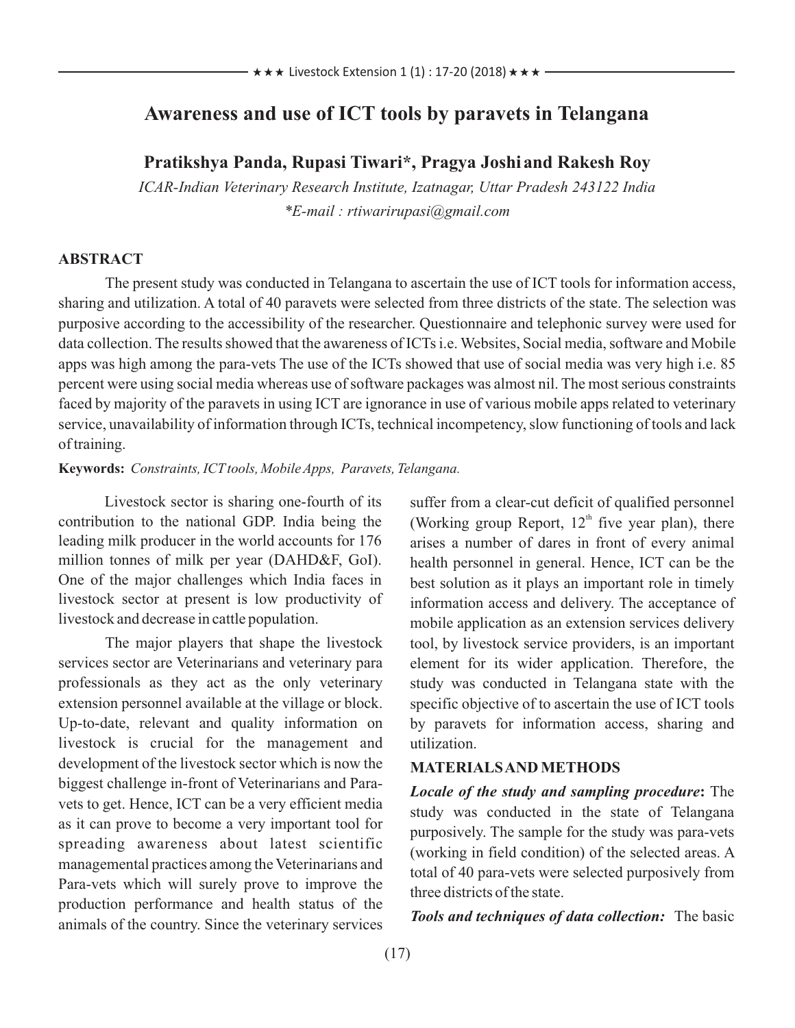# Awareness and use of ICT tools by paravets in Telangana

**Pratikshya Panda, Rupasi Tiwari*, Pragya Joshi and Rakesh Roy**

*ICAR-Indian Veterinary Research Institute, Izatnagar, Uttar Pradesh 243122 India*

*\*E-mail : rtiwarirupasi@gmail.com*

## ABSTRACT

The present study was conducted in Telangana to ascertain the use of ICT tools for information access, sharing and utilization. A total of 40 paravets were selected from three districts of the state. The selection was purposive according to the accessibility of the researcher. Questionnaire and telephonic survey were used for data collection. The results showed that the awareness of ICTs i.e. Websites, Social media, software and Mobile apps was high among the para-vets The use of the ICTs showed that use of social media was very high i.e. 85 percent were using social media whereas use of software packages was almost nil. The most serious constraints faced by majority of the paravets in using ICT are ignorance in use of various mobile apps related to veterinary service, unavailability of information through ICTs, technical incompetency, slow functioning of tools and lack of training.

**Keywords:** *Constraints, ICT tools, Mobile Apps, Paravets, Telangana.*

Livestock sector is sharing one-fourth of its contribution to the national GDP. India being the leading milk producer in the world accounts for 176 million tonnes of milk per year (DAHD&F, GoI). One of the major challenges which India faces in livestock sector at present is low productivity of livestock and decrease in cattle population.

The major players that shape the livestock services sector are Veterinarians and veterinary para professionals as they act as the only veterinary extension personnel available at the village or block. Up-to-date, relevant and quality information on livestock is crucial for the management and development of the livestock sector which is now the biggest challenge in-front of Veterinarians and Para-vets to get. Hence, ICT can be a very efficient media as it can prove to become a very important tool for spreading awareness about latest scientific managemental practices among the Veterinarians and Para-vets which will surely prove to improve the production performance and health status of the animals of the country. Since the veterinary services suffer from a clear-cut deficit of qualified personnel (Working group Report, 12th five year plan), there arises a number of dares in front of every animal health personnel in general. Hence, ICT can be the best solution as it plays an important role in timely information access and delivery. The acceptance of mobile application as an extension services delivery tool, by livestock service providers, is an important element for its wider application. Therefore, the study was conducted in Telangana state with the specific objective of to ascertain the use of ICT tools by paravets for information access, sharing and utilization.

## MATERIALS AND METHODS

***Locale of the study and sampling procedure*:** The study was conducted in the state of Telangana purposively. The sample for the study was para-vets (working in field condition) of the selected areas. A total of 40 para-vets were selected purposively from three districts of the state.

***Tools and techniques of data collection:*** The basic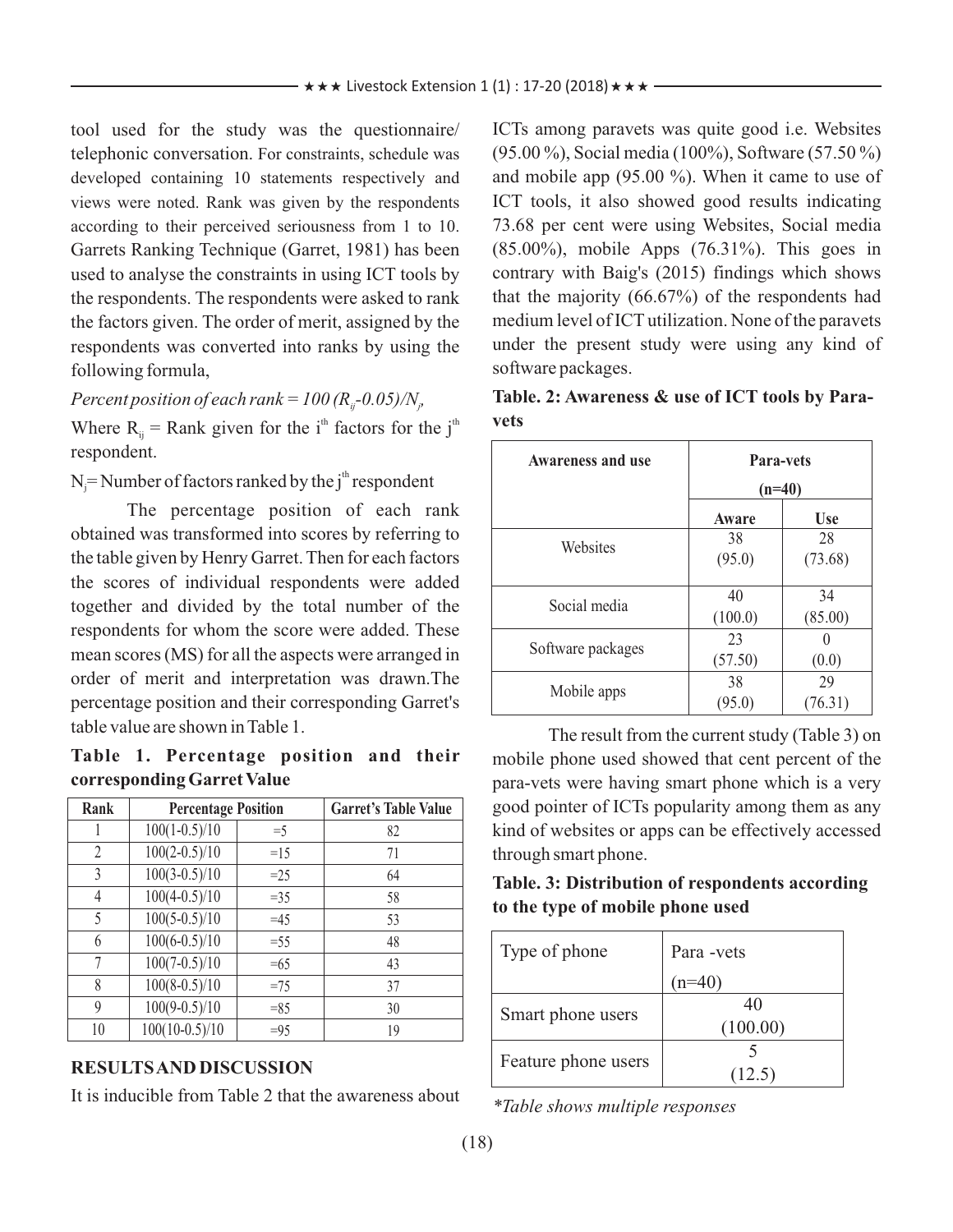tool used for the study was the questionnaire/ telephonic conversation. For constraints, schedule was developed containing 10 statements respectively and views were noted. Rank was given by the respondents according to their perceived seriousness from 1 to 10. Garrets Ranking Technique (Garret, 1981) has been used to analyse the constraints in using ICT tools by the respondents. The respondents were asked to rank the factors given. The order of merit, assigned by the respondents was converted into ranks by using the following formula,

*Percent position of each rank* $= 100 (R_{ij}-0.05)/N_j$,

Where $R_{ij}$ = Rank given for the $i^{th}$ factors for the $j^{th}$ respondent.

$N_j$ = Number of factors ranked by the $j^{th}$ respondent

The percentage position of each rank obtained was transformed into scores by referring to the table given by Henry Garret. Then for each factors the scores of individual respondents were added together and divided by the total number of the respondents for whom the score were added. These mean scores (MS) for all the aspects were arranged in order of merit and interpretation was drawn.The percentage position and their corresponding Garret's table value are shown in Table 1.

**Table 1. Percentage position and their corresponding Garret Value**

| Rank | Percentage Position | | Garret's Table Value |
|---|---|---|---|
| 1 | 100(1-0.5)/10 | =5 | 82 |
| 2 | 100(2-0.5)/10 | =15 | 71 |
| 3 | 100(3-0.5)/10 | =25 | 64 |
| 4 | 100(4-0.5)/10 | =35 | 58 |
| 5 | 100(5-0.5)/10 | =45 | 53 |
| 6 | 100(6-0.5)/10 | =55 | 48 |
| 7 | 100(7-0.5)/10 | =65 | 43 |
| 8 | 100(8-0.5)/10 | =75 | 37 |
| 9 | 100(9-0.5)/10 | =85 | 30 |
| 10 | 100(10-0.5)/10 | =95 | 19 |

## RESULTS AND DISCUSSION

It is inducible from Table 2 that the awareness about ICTs among paravets was quite good i.e. Websites (95.00 %), Social media (100%), Software (57.50 %) and mobile app (95.00 %). When it came to use of ICT tools, it also showed good results indicating 73.68 per cent were using Websites, Social media (85.00%), mobile Apps (76.31%). This goes in contrary with Baig's (2015) findings which shows that the majority (66.67%) of the respondents had medium level of ICT utilization. None of the paravets under the present study were using any kind of software packages.

**Table. 2: Awareness & use of ICT tools by Para-vets**

| Awareness and use | Para-vets (n=40) | |
|---|---|---|
| | Aware | Use |
| Websites | 38 (95.0) | 28 (73.68) |
| Social media | 40 (100.0) | 34 (85.00) |
| Software packages | 23 (57.50) | 0 (0.0) |
| Mobile apps | 38 (95.0) | 29 (76.31) |

The result from the current study (Table 3) on mobile phone used showed that cent percent of the para-vets were having smart phone which is a very good pointer of ICTs popularity among them as any kind of websites or apps can be effectively accessed through smart phone.

**Table. 3: Distribution of respondents according to the type of mobile phone used**

| Type of phone | Para -vets (n=40) |
|---|---|
| Smart phone users | 40 (100.00) |
| Feature phone users | 5 (12.5) |

*\*Table shows multiple responses*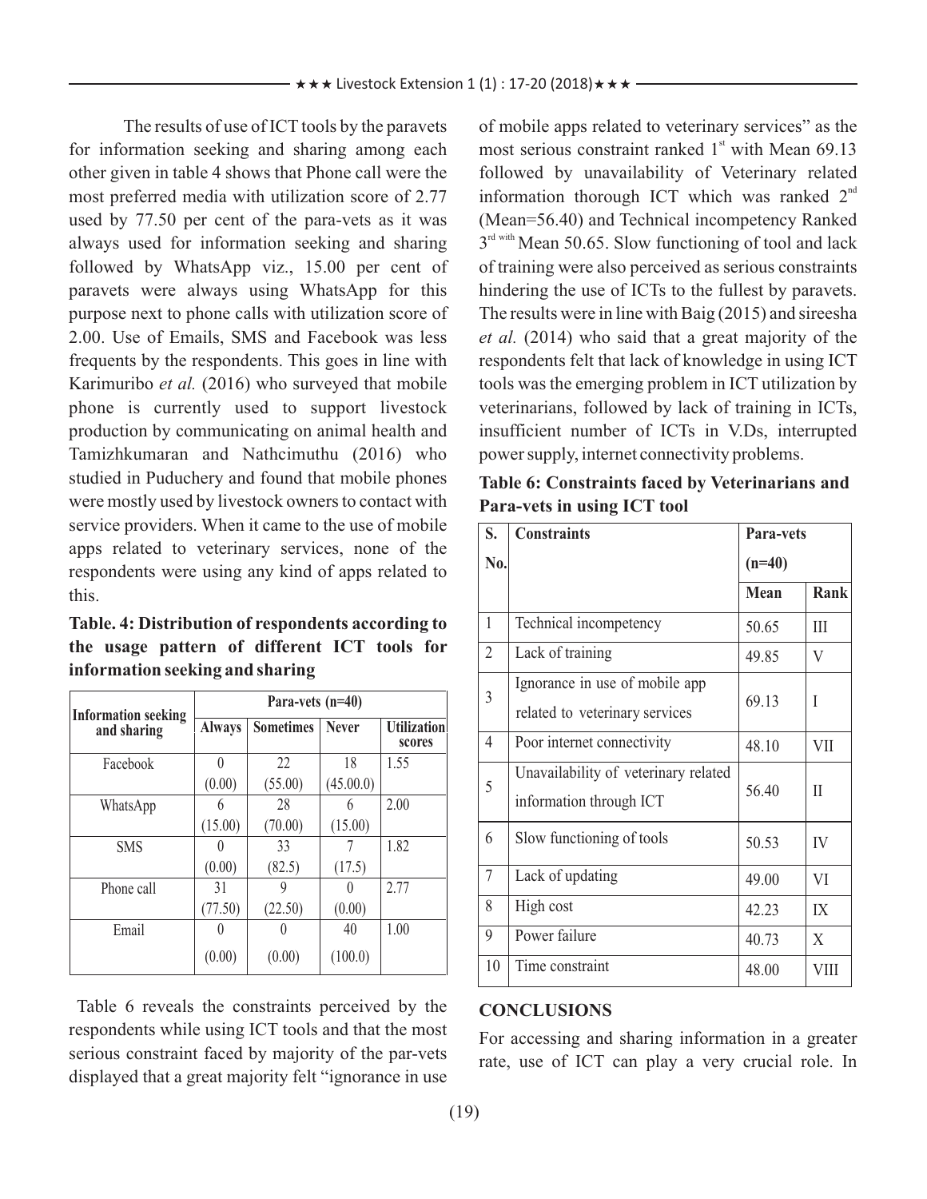The results of use of ICT tools by the paravets for information seeking and sharing among each other given in table 4 shows that Phone call were the most preferred media with utilization score of 2.77 used by 77.50 per cent of the para-vets as it was always used for information seeking and sharing followed by WhatsApp viz., 15.00 per cent of paravets were always using WhatsApp for this purpose next to phone calls with utilization score of 2.00. Use of Emails, SMS and Facebook was less frequents by the respondents. This goes in line with Karimuribo *et al.* (2016) who surveyed that mobile phone is currently used to support livestock production by communicating on animal health and Tamizhkumaran and Nathcimuthu (2016) who studied in Puduchery and found that mobile phones were mostly used by livestock owners to contact with service providers. When it came to the use of mobile apps related to veterinary services, none of the respondents were using any kind of apps related to this.

**Table. 4: Distribution of respondents according to the usage pattern of different ICT tools for information seeking and sharing**

| Information seeking and sharing | Para-vets (n=40) | | | |
|---|---|---|---|---|
| | Always | Sometimes | Never | Utilization scores |
| Facebook | 0 (0.00) | 22 (55.00) | 18 (45.00.0) | 1.55 |
| WhatsApp | 6 (15.00) | 28 (70.00) | 6 (15.00) | 2.00 |
| SMS | 0 (0.00) | 33 (82.5) | 7 (17.5) | 1.82 |
| Phone call | 31 (77.50) | 9 (22.50) | 0 (0.00) | 2.77 |
| Email | 0 (0.00) | 0 (0.00) | 40 (100.0) | 1.00 |

Table 6 reveals the constraints perceived by the respondents while using ICT tools and that the most serious constraint faced by majority of the par-vets displayed that a great majority felt "ignorance in use of mobile apps related to veterinary services" as the most serious constraint ranked 1st with Mean 69.13 followed by unavailability of Veterinary related information thorough ICT which was ranked 2nd (Mean=56.40) and Technical incompetency Ranked 3rd with Mean 50.65. Slow functioning of tool and lack of training were also perceived as serious constraints hindering the use of ICTs to the fullest by paravets. The results were in line with Baig (2015) and sireesha *et al.* (2014) who said that a great majority of the respondents felt that lack of knowledge in using ICT tools was the emerging problem in ICT utilization by veterinarians, followed by lack of training in ICTs, insufficient number of ICTs in V.Ds, interrupted power supply, internet connectivity problems.

**Table 6: Constraints faced by Veterinarians and Para-vets in using ICT tool**

| S. No. | Constraints | Para-vets (n=40) | |
|---|---|---|---|
| | | Mean | Rank |
| 1 | Technical incompetency | 50.65 | III |
| 2 | Lack of training | 49.85 | V |
| 3 | Ignorance in use of mobile app related to veterinary services | 69.13 | I |
| 4 | Poor internet connectivity | 48.10 | VII |
| 5 | Unavailability of veterinary related information through ICT | 56.40 | II |
| 6 | Slow functioning of tools | 50.53 | IV |
| 7 | Lack of updating | 49.00 | VI |
| 8 | High cost | 42.23 | IX |
| 9 | Power failure | 40.73 | X |
| 10 | Time constraint | 48.00 | VIII |

## CONCLUSIONS

For accessing and sharing information in a greater rate, use of ICT can play a very crucial role. In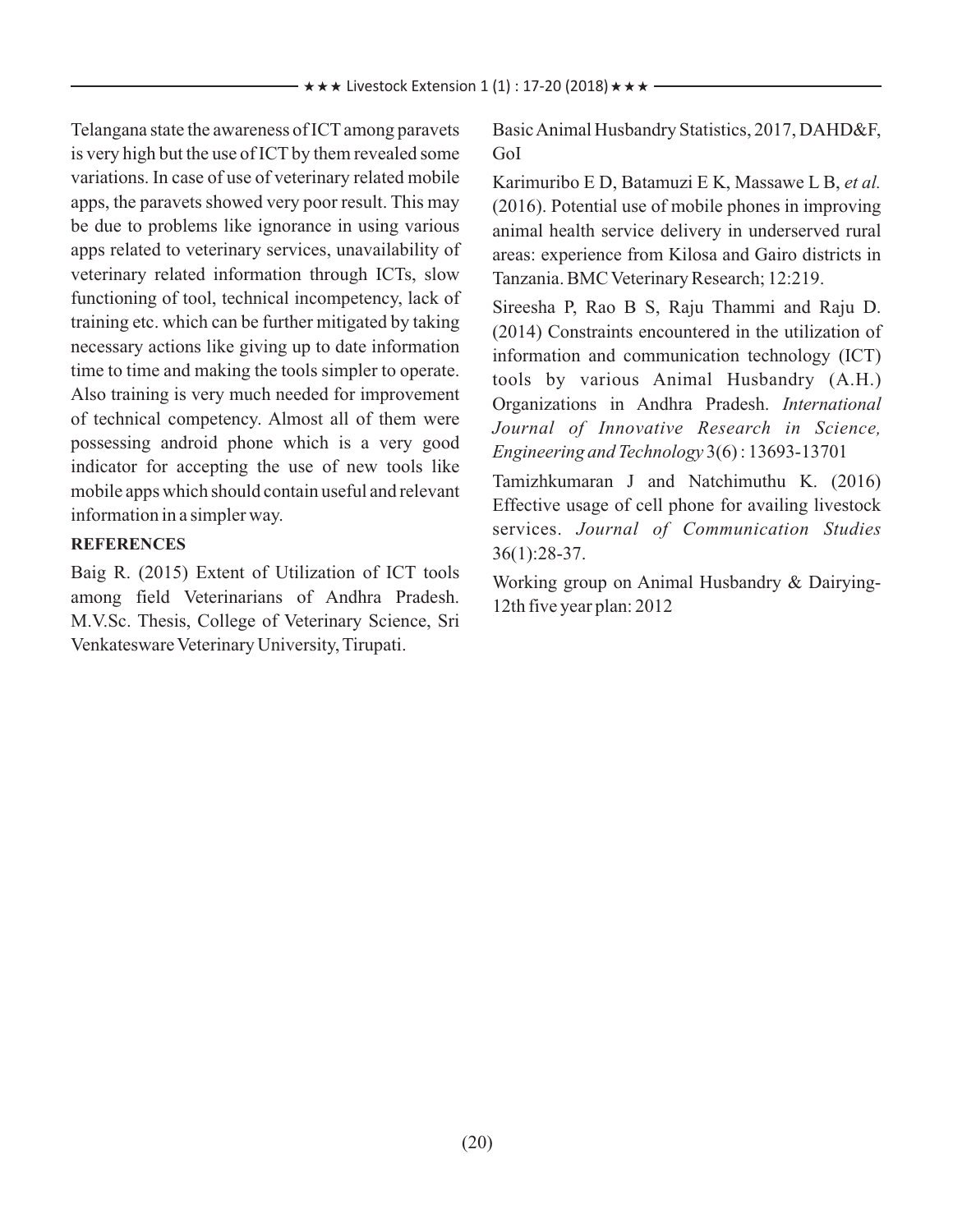Telangana state the awareness of ICT among paravets is very high but the use of ICT by them revealed some variations. In case of use of veterinary related mobile apps, the paravets showed very poor result. This may be due to problems like ignorance in using various apps related to veterinary services, unavailability of veterinary related information through ICTs, slow functioning of tool, technical incompetency, lack of training etc. which can be further mitigated by taking necessary actions like giving up to date information time to time and making the tools simpler to operate. Also training is very much needed for improvement of technical competency. Almost all of them were possessing android phone which is a very good indicator for accepting the use of new tools like mobile apps which should contain useful and relevant information in a simpler way.

**REFERENCES**

Baig R. (2015) Extent of Utilization of ICT tools among field Veterinarians of Andhra Pradesh. M.V.Sc. Thesis, College of Veterinary Science, Sri Venkateswara Veterinary University, Tirupati.

Basic Animal Husbandry Statistics, 2017, DAHD&F, GoI

Karimuribo E D, Batamuzi E K, Massawe L B, *et al.* (2016). Potential use of mobile phones in improving animal health service delivery in underserved rural areas: experience from Kilosa and Gairo districts in Tanzania. BMC Veterinary Research; 12:219.

Sireesha P, Rao B S, Raju Thammi and Raju D. (2014) Constraints encountered in the utilization of information and communication technology (ICT) tools by various Animal Husbandry (A.H.) Organizations in Andhra Pradesh. *International Journal of Innovative Research in Science, Engineering and Technology* 3(6) : 13693-13701

Tamizhkumaran J and Natchimuthu K. (2016) Effective usage of cell phone for availing livestock services. *Journal of Communication Studies* 36(1):28-37.

Working group on Animal Husbandry & Dairying-12th five year plan: 2012